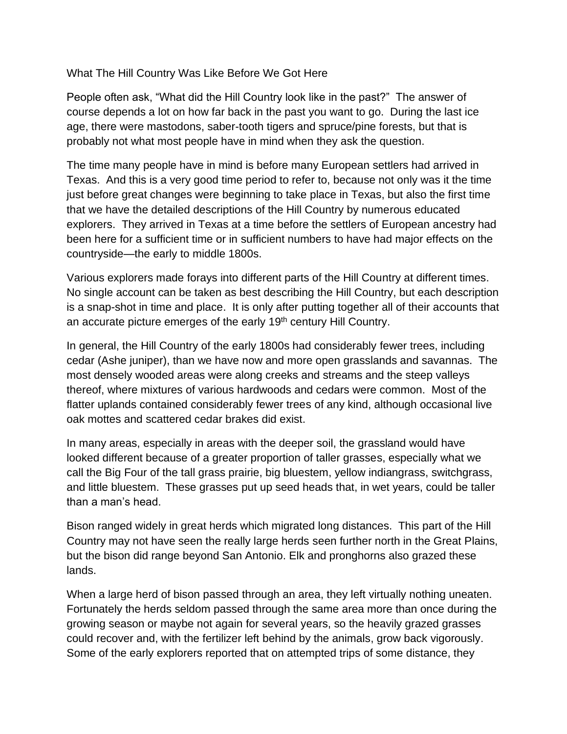# What The Hill Country Was Like Before We Got Here

People often ask, "What did the Hill Country look like in the past?" The answer of course depends a lot on how far back in the past you want to go. During the last ice age, there were mastodons, saber-tooth tigers and spruce/pine forests, but that is probably not what most people have in mind when they ask the question.

The time many people have in mind is before many European settlers had arrived in Texas. And this is a very good time period to refer to, because not only was it the time just before great changes were beginning to take place in Texas, but also the first time that we have the detailed descriptions of the Hill Country by numerous educated explorers. They arrived in Texas at a time before the settlers of European ancestry had been here for a sufficient time or in sufficient numbers to have had major effects on the countryside—the early to middle 1800s.

Various explorers made forays into different parts of the Hill Country at different times. No single account can be taken as best describing the Hill Country, but each description is a snap-shot in time and place. It is only after putting together all of their accounts that an accurate picture emerges of the early 19th century Hill Country.

In general, the Hill Country of the early 1800s had considerably fewer trees, including cedar (Ashe juniper), than we have now and more open grasslands and savannas. The most densely wooded areas were along creeks and streams and the steep valleys thereof, where mixtures of various hardwoods and cedars were common. Most of the flatter uplands contained considerably fewer trees of any kind, although occasional live oak mottes and scattered cedar brakes did exist.

In many areas, especially in areas with the deeper soil, the grassland would have looked different because of a greater proportion of taller grasses, especially what we call the Big Four of the tall grass prairie, big bluestem, yellow indiangrass, switchgrass, and little bluestem. These grasses put up seed heads that, in wet years, could be taller than a man's head.

Bison ranged widely in great herds which migrated long distances. This part of the Hill Country may not have seen the really large herds seen further north in the Great Plains, but the bison did range beyond San Antonio. Elk and pronghorns also grazed these lands.

When a large herd of bison passed through an area, they left virtually nothing uneaten. Fortunately the herds seldom passed through the same area more than once during the growing season or maybe not again for several years, so the heavily grazed grasses could recover and, with the fertilizer left behind by the animals, grow back vigorously. Some of the early explorers reported that on attempted trips of some distance, they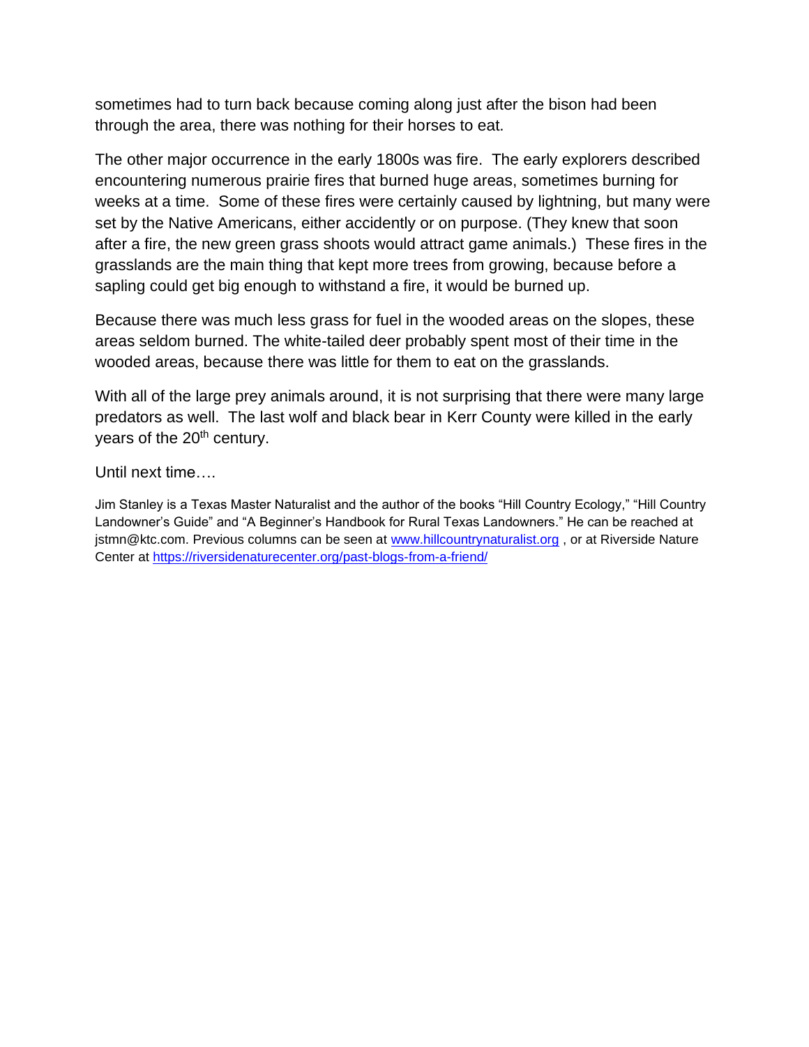sometimes had to turn back because coming along just after the bison had been through the area, there was nothing for their horses to eat.

The other major occurrence in the early 1800s was fire. The early explorers described encountering numerous prairie fires that burned huge areas, sometimes burning for weeks at a time. Some of these fires were certainly caused by lightning, but many were set by the Native Americans, either accidently or on purpose. (They knew that soon after a fire, the new green grass shoots would attract game animals.) These fires in the grasslands are the main thing that kept more trees from growing, because before a sapling could get big enough to withstand a fire, it would be burned up.

Because there was much less grass for fuel in the wooded areas on the slopes, these areas seldom burned. The white-tailed deer probably spent most of their time in the wooded areas, because there was little for them to eat on the grasslands.

With all of the large prey animals around, it is not surprising that there were many large predators as well. The last wolf and black bear in Kerr County were killed in the early years of the 20th century.

Until next time….

Jim Stanley is a Texas Master Naturalist and the author of the books "Hill Country Ecology," "Hill Country Landowner's Guide" and "A Beginner's Handbook for Rural Texas Landowners." He can be reached at jstmn@ktc.com. Previous columns can be seen at [www.hillcountrynaturalist.org](http://www.hillcountrynaturalist.org) , or at Riverside Nature Center at [https://riversidenaturecenter.org/past-blogs-from-a-friend/](https://riversidenaturecenter.org/past-blogs-from-a-friend/)